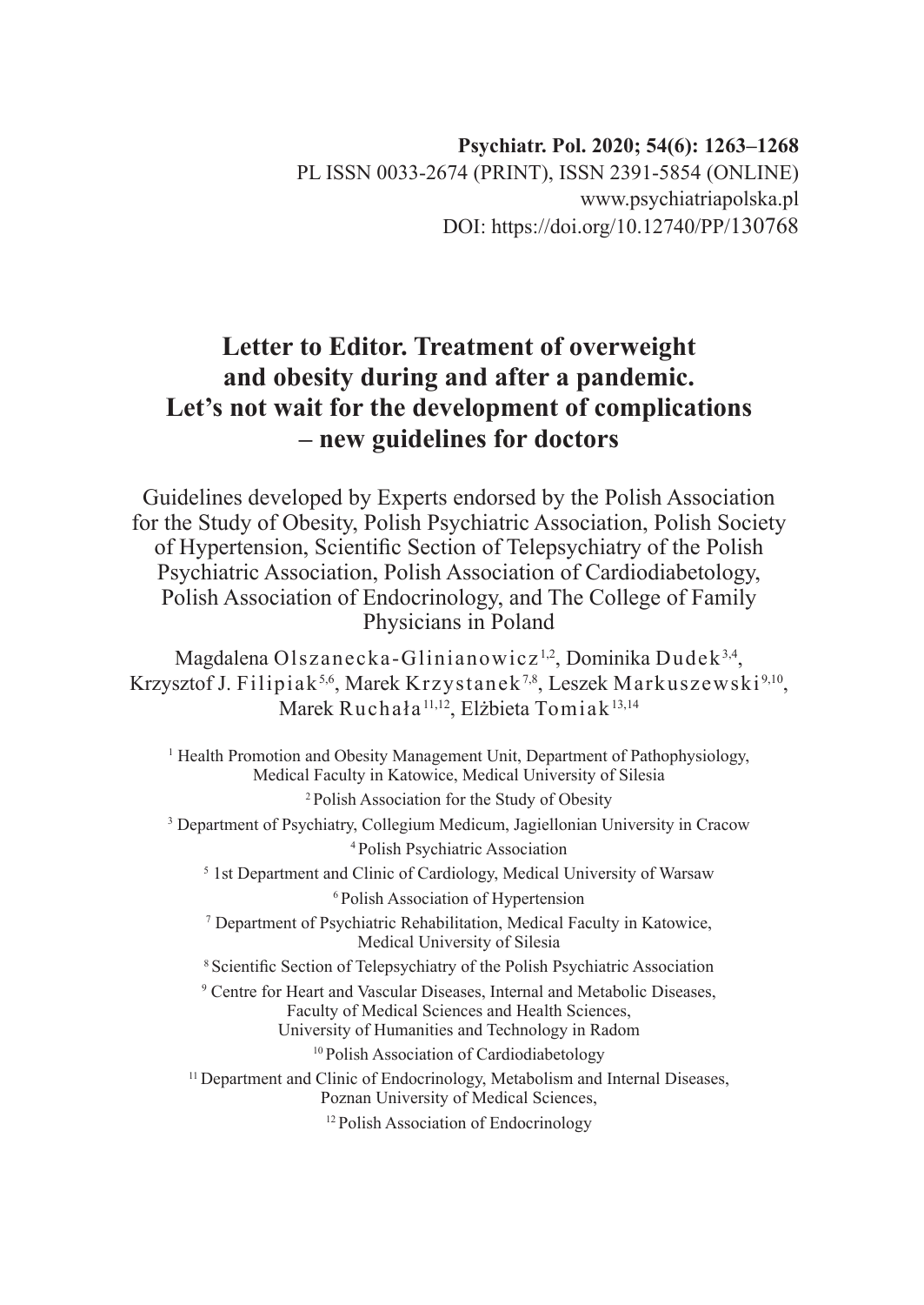**Psychiatr. Pol. 2020; 54(6): 1263–1268**
PL ISSN 0033-2674 (PRINT), ISSN 2391-5854 (ONLINE)
www.psychiatriapolska.pl
DOI: https://doi.org/10.12740/PP/130768

# Letter to Editor. Treatment of overweight and obesity during and after a pandemic. Let's not wait for the development of complications – new guidelines for doctors

Guidelines developed by Experts endorsed by the Polish Association for the Study of Obesity, Polish Psychiatric Association, Polish Society of Hypertension, Scientific Section of Telepsychiatry of the Polish Psychiatric Association, Polish Association of Cardiodiabetology, Polish Association of Endocrinology, and The College of Family Physicians in Poland

Magdalena Olszanecka-Glinianowicz[1,2], Dominika Dudek[3,4], Krzysztof J. Filipiak[5,6], Marek Krzystanek[7,8], Leszek Markuszewski[9,10], Marek Ruchała[11,12], Elżbieta Tomiak[13,14]

[1] Health Promotion and Obesity Management Unit, Department of Pathophysiology, Medical Faculty in Katowice, Medical University of Silesia

[2] Polish Association for the Study of Obesity

[3] Department of Psychiatry, Collegium Medicum, Jagiellonian University in Cracow

[4] Polish Psychiatric Association

[5] 1st Department and Clinic of Cardiology, Medical University of Warsaw

[6] Polish Association of Hypertension

[7] Department of Psychiatric Rehabilitation, Medical Faculty in Katowice, Medical University of Silesia

[8] Scientific Section of Telepsychiatry of the Polish Psychiatric Association

[9] Centre for Heart and Vascular Diseases, Internal and Metabolic Diseases, Faculty of Medical Sciences and Health Sciences, University of Humanities and Technology in Radom

[10] Polish Association of Cardiodiabetology

[11] Department and Clinic of Endocrinology, Metabolism and Internal Diseases, Poznan University of Medical Sciences,

[12] Polish Association of Endocrinology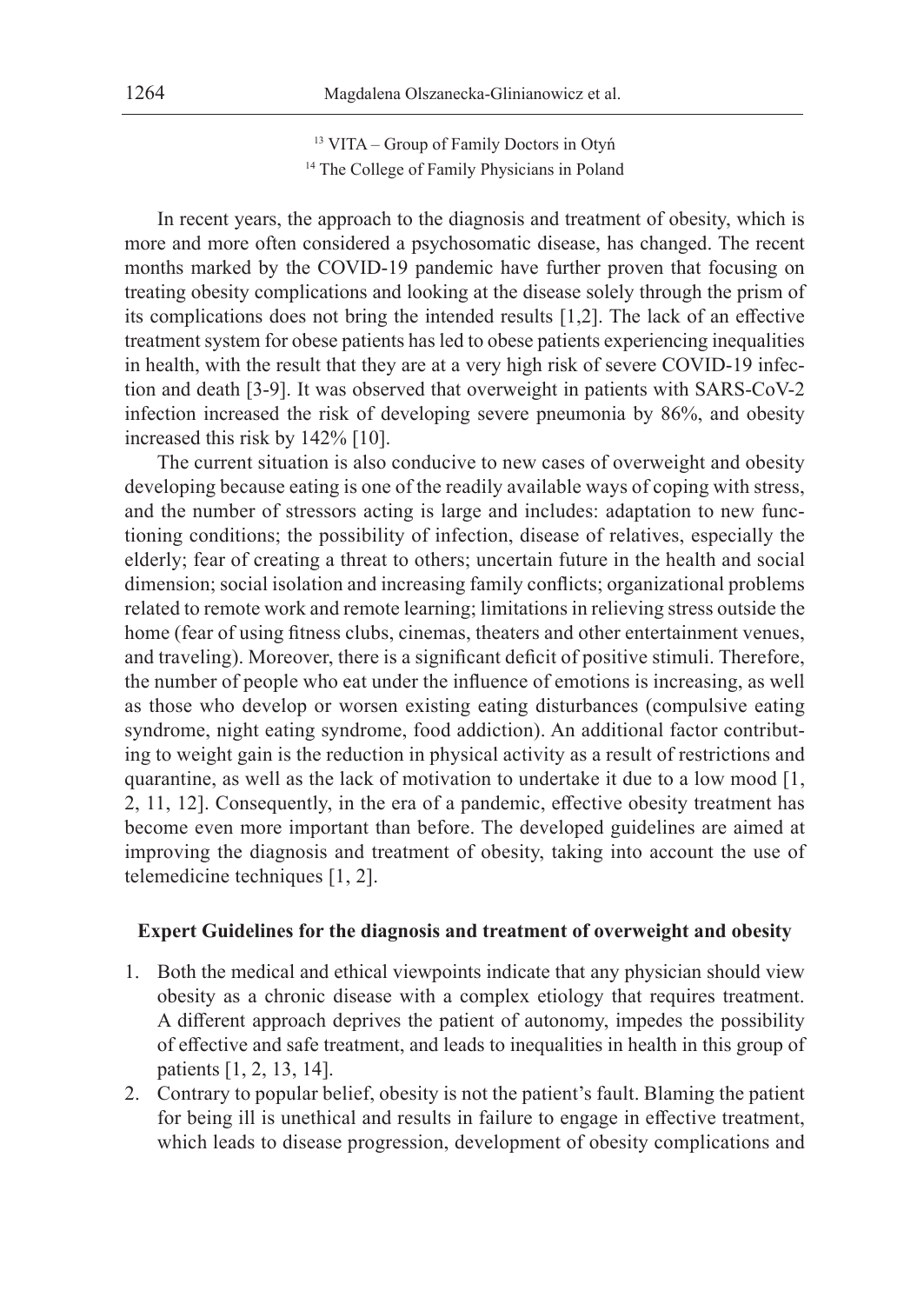[13] VITA – Group of Family Doctors in Otyń
[14] The College of Family Physicians in Poland

In recent years, the approach to the diagnosis and treatment of obesity, which is more and more often considered a psychosomatic disease, has changed. The recent months marked by the COVID-19 pandemic have further proven that focusing on treating obesity complications and looking at the disease solely through the prism of its complications does not bring the intended results [1,2]. The lack of an effective treatment system for obese patients has led to obese patients experiencing inequalities in health, with the result that they are at a very high risk of severe COVID-19 infection and death [3-9]. It was observed that overweight in patients with SARS-CoV-2 infection increased the risk of developing severe pneumonia by 86%, and obesity increased this risk by 142% [10].

The current situation is also conducive to new cases of overweight and obesity developing because eating is one of the readily available ways of coping with stress, and the number of stressors acting is large and includes: adaptation to new functioning conditions; the possibility of infection, disease of relatives, especially the elderly; fear of creating a threat to others; uncertain future in the health and social dimension; social isolation and increasing family conflicts; organizational problems related to remote work and remote learning; limitations in relieving stress outside the home (fear of using fitness clubs, cinemas, theaters and other entertainment venues, and traveling). Moreover, there is a significant deficit of positive stimuli. Therefore, the number of people who eat under the influence of emotions is increasing, as well as those who develop or worsen existing eating disturbances (compulsive eating syndrome, night eating syndrome, food addiction). An additional factor contributing to weight gain is the reduction in physical activity as a result of restrictions and quarantine, as well as the lack of motivation to undertake it due to a low mood [1, 2, 11, 12]. Consequently, in the era of a pandemic, effective obesity treatment has become even more important than before. The developed guidelines are aimed at improving the diagnosis and treatment of obesity, taking into account the use of telemedicine techniques [1, 2].

## Expert Guidelines for the diagnosis and treatment of overweight and obesity

1. Both the medical and ethical viewpoints indicate that any physician should view obesity as a chronic disease with a complex etiology that requires treatment. A different approach deprives the patient of autonomy, impedes the possibility of effective and safe treatment, and leads to inequalities in health in this group of patients [1, 2, 13, 14].
2. Contrary to popular belief, obesity is not the patient's fault. Blaming the patient for being ill is unethical and results in failure to engage in effective treatment, which leads to disease progression, development of obesity complications and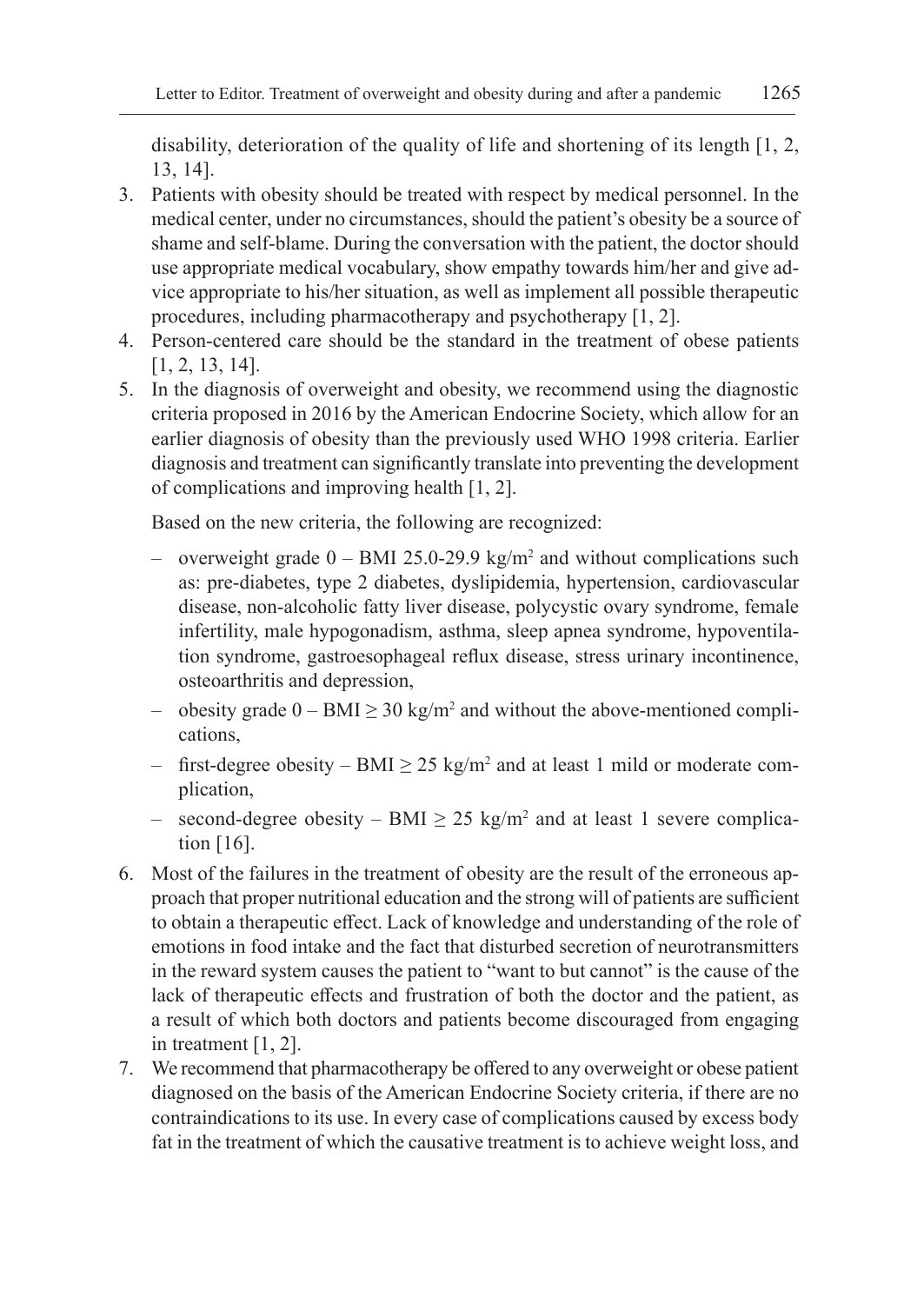disability, deterioration of the quality of life and shortening of its length [1, 2, 13, 14].

3. Patients with obesity should be treated with respect by medical personnel. In the medical center, under no circumstances, should the patient's obesity be a source of shame and self-blame. During the conversation with the patient, the doctor should use appropriate medical vocabulary, show empathy towards him/her and give advice appropriate to his/her situation, as well as implement all possible therapeutic procedures, including pharmacotherapy and psychotherapy [1, 2].
4. Person-centered care should be the standard in the treatment of obese patients [1, 2, 13, 14].
5. In the diagnosis of overweight and obesity, we recommend using the diagnostic criteria proposed in 2016 by the American Endocrine Society, which allow for an earlier diagnosis of obesity than the previously used WHO 1998 criteria. Earlier diagnosis and treatment can significantly translate into preventing the development of complications and improving health [1, 2].

   Based on the new criteria, the following are recognized:

   – overweight grade 0 – BMI 25.0-29.9 kg/m$^2$ and without complications such as: pre-diabetes, type 2 diabetes, dyslipidemia, hypertension, cardiovascular disease, non-alcoholic fatty liver disease, polycystic ovary syndrome, female infertility, male hypogonadism, asthma, sleep apnea syndrome, hypoventilation syndrome, gastroesophageal reflux disease, stress urinary incontinence, osteoarthritis and depression,
   – obesity grade 0 – BMI $\geq$ 30 kg/m$^2$ and without the above-mentioned complications,
   – first-degree obesity – BMI $\geq$ 25 kg/m$^2$ and at least 1 mild or moderate complication,
   – second-degree obesity – BMI $\geq$ 25 kg/m$^2$ and at least 1 severe complication [16].
6. Most of the failures in the treatment of obesity are the result of the erroneous approach that proper nutritional education and the strong will of patients are sufficient to obtain a therapeutic effect. Lack of knowledge and understanding of the role of emotions in food intake and the fact that disturbed secretion of neurotransmitters in the reward system causes the patient to "want to but cannot" is the cause of the lack of therapeutic effects and frustration of both the doctor and the patient, as a result of which both doctors and patients become discouraged from engaging in treatment [1, 2].
7. We recommend that pharmacotherapy be offered to any overweight or obese patient diagnosed on the basis of the American Endocrine Society criteria, if there are no contraindications to its use. In every case of complications caused by excess body fat in the treatment of which the causative treatment is to achieve weight loss, and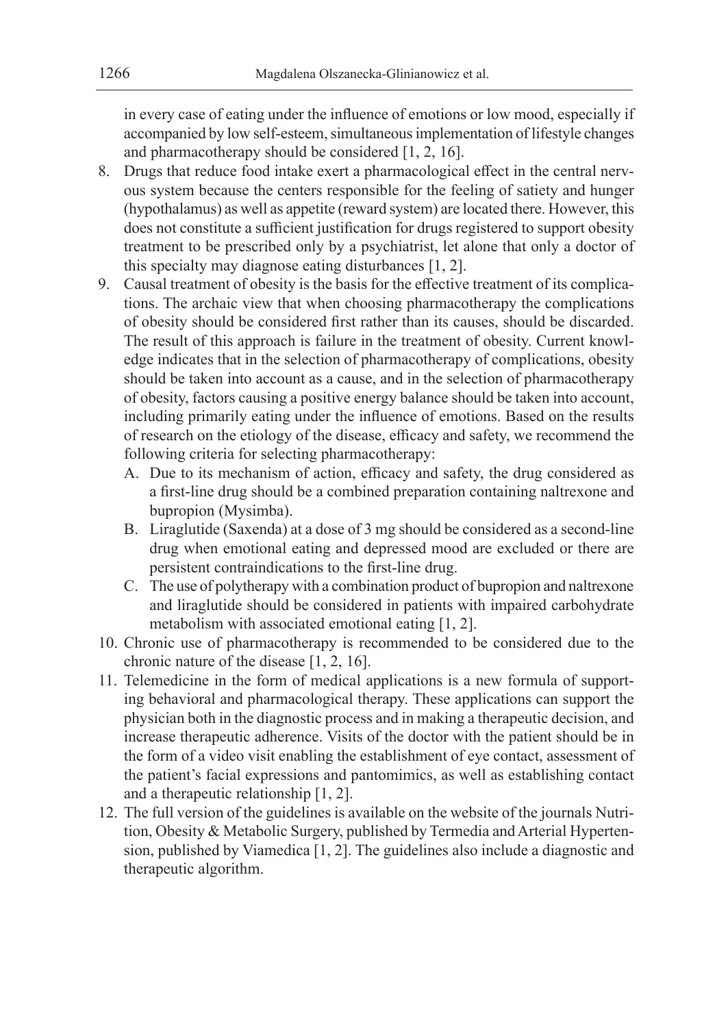in every case of eating under the influence of emotions or low mood, especially if accompanied by low self-esteem, simultaneous implementation of lifestyle changes and pharmacotherapy should be considered [1, 2, 16].

8. Drugs that reduce food intake exert a pharmacological effect in the central nervous system because the centers responsible for the feeling of satiety and hunger (hypothalamus) as well as appetite (reward system) are located there. However, this does not constitute a sufficient justification for drugs registered to support obesity treatment to be prescribed only by a psychiatrist, let alone that only a doctor of this specialty may diagnose eating disturbances [1, 2].
9. Causal treatment of obesity is the basis for the effective treatment of its complications. The archaic view that when choosing pharmacotherapy the complications of obesity should be considered first rather than its causes, should be discarded. The result of this approach is failure in the treatment of obesity. Current knowledge indicates that in the selection of pharmacotherapy of complications, obesity should be taken into account as a cause, and in the selection of pharmacotherapy of obesity, factors causing a positive energy balance should be taken into account, including primarily eating under the influence of emotions. Based on the results of research on the etiology of the disease, efficacy and safety, we recommend the following criteria for selecting pharmacotherapy:
   A. Due to its mechanism of action, efficacy and safety, the drug considered as a first-line drug should be a combined preparation containing naltrexone and bupropion (Mysimba).
   B. Liraglutide (Saxenda) at a dose of 3 mg should be considered as a second-line drug when emotional eating and depressed mood are excluded or there are persistent contraindications to the first-line drug.
   C. The use of polytherapy with a combination product of bupropion and naltrexone and liraglutide should be considered in patients with impaired carbohydrate metabolism with associated emotional eating [1, 2].
10. Chronic use of pharmacotherapy is recommended to be considered due to the chronic nature of the disease [1, 2, 16].
11. Telemedicine in the form of medical applications is a new formula of supporting behavioral and pharmacological therapy. These applications can support the physician both in the diagnostic process and in making a therapeutic decision, and increase therapeutic adherence. Visits of the doctor with the patient should be in the form of a video visit enabling the establishment of eye contact, assessment of the patient's facial expressions and pantomimics, as well as establishing contact and a therapeutic relationship [1, 2].
12. The full version of the guidelines is available on the website of the journals Nutrition, Obesity & Metabolic Surgery, published by Termedia and Arterial Hypertension, published by Viamedica [1, 2]. The guidelines also include a diagnostic and therapeutic algorithm.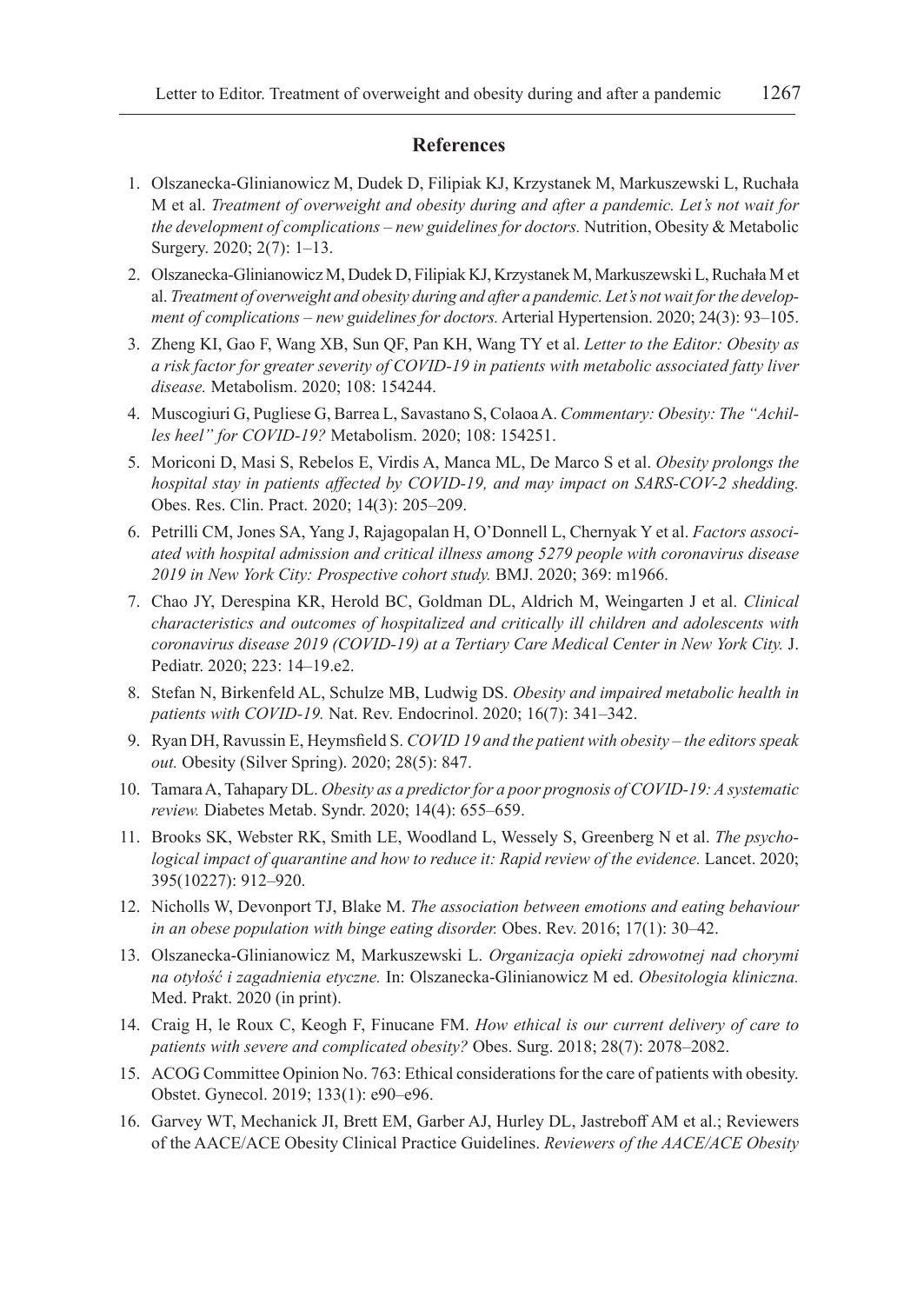## References

1. Olszanecka-Glinianowicz M, Dudek D, Filipiak KJ, Krzystanek M, Markuszewski L, Ruchała M et al. *Treatment of overweight and obesity during and after a pandemic. Let's not wait for the development of complications – new guidelines for doctors.* Nutrition, Obesity & Metabolic Surgery. 2020; 2(7): 1–13.
2. Olszanecka-Glinianowicz M, Dudek D, Filipiak KJ, Krzystanek M, Markuszewski L, Ruchała M et al. *Treatment of overweight and obesity during and after a pandemic. Let's not wait for the development of complications – new guidelines for doctors.* Arterial Hypertension. 2020; 24(3): 93–105.
3. Zheng KI, Gao F, Wang XB, Sun QF, Pan KH, Wang TY et al. *Letter to the Editor: Obesity as a risk factor for greater severity of COVID-19 in patients with metabolic associated fatty liver disease.* Metabolism. 2020; 108: 154244.
4. Muscogiuri G, Pugliese G, Barrea L, Savastano S, Colaoa A. *Commentary: Obesity: The "Achilles heel" for COVID-19?* Metabolism. 2020; 108: 154251.
5. Moriconi D, Masi S, Rebelos E, Virdis A, Manca ML, De Marco S et al. *Obesity prolongs the hospital stay in patients affected by COVID-19, and may impact on SARS-COV-2 shedding.* Obes. Res. Clin. Pract. 2020; 14(3): 205–209.
6. Petrilli CM, Jones SA, Yang J, Rajagopalan H, O'Donnell L, Chernyak Y et al. *Factors associated with hospital admission and critical illness among 5279 people with coronavirus disease 2019 in New York City: Prospective cohort study.* BMJ. 2020; 369: m1966.
7. Chao JY, Derespina KR, Herold BC, Goldman DL, Aldrich M, Weingarten J et al. *Clinical characteristics and outcomes of hospitalized and critically ill children and adolescents with coronavirus disease 2019 (COVID-19) at a Tertiary Care Medical Center in New York City.* J. Pediatr. 2020; 223: 14–19.e2.
8. Stefan N, Birkenfeld AL, Schulze MB, Ludwig DS. *Obesity and impaired metabolic health in patients with COVID-19.* Nat. Rev. Endocrinol. 2020; 16(7): 341–342.
9. Ryan DH, Ravussin E, Heymsfield S. *COVID 19 and the patient with obesity – the editors speak out.* Obesity (Silver Spring). 2020; 28(5): 847.
10. Tamara A, Tahapary DL. *Obesity as a predictor for a poor prognosis of COVID-19: A systematic review.* Diabetes Metab. Syndr. 2020; 14(4): 655–659.
11. Brooks SK, Webster RK, Smith LE, Woodland L, Wessely S, Greenberg N et al. *The psychological impact of quarantine and how to reduce it: Rapid review of the evidence.* Lancet. 2020; 395(10227): 912–920.
12. Nicholls W, Devonport TJ, Blake M. *The association between emotions and eating behaviour in an obese population with binge eating disorder.* Obes. Rev. 2016; 17(1): 30–42.
13. Olszanecka-Glinianowicz M, Markuszewski L. *Organizacja opieki zdrowotnej nad chorymi na otyłość i zagadnienia etyczne.* In: Olszanecka-Glinianowicz M ed. *Obesitologia kliniczna.* Med. Prakt. 2020 (in print).
14. Craig H, le Roux C, Keogh F, Finucane FM. *How ethical is our current delivery of care to patients with severe and complicated obesity?* Obes. Surg. 2018; 28(7): 2078–2082.
15. ACOG Committee Opinion No. 763: Ethical considerations for the care of patients with obesity. Obstet. Gynecol. 2019; 133(1): e90–e96.
16. Garvey WT, Mechanick JI, Brett EM, Garber AJ, Hurley DL, Jastreboff AM et al.; Reviewers of the AACE/ACE Obesity Clinical Practice Guidelines. *Reviewers of the AACE/ACE Obesity*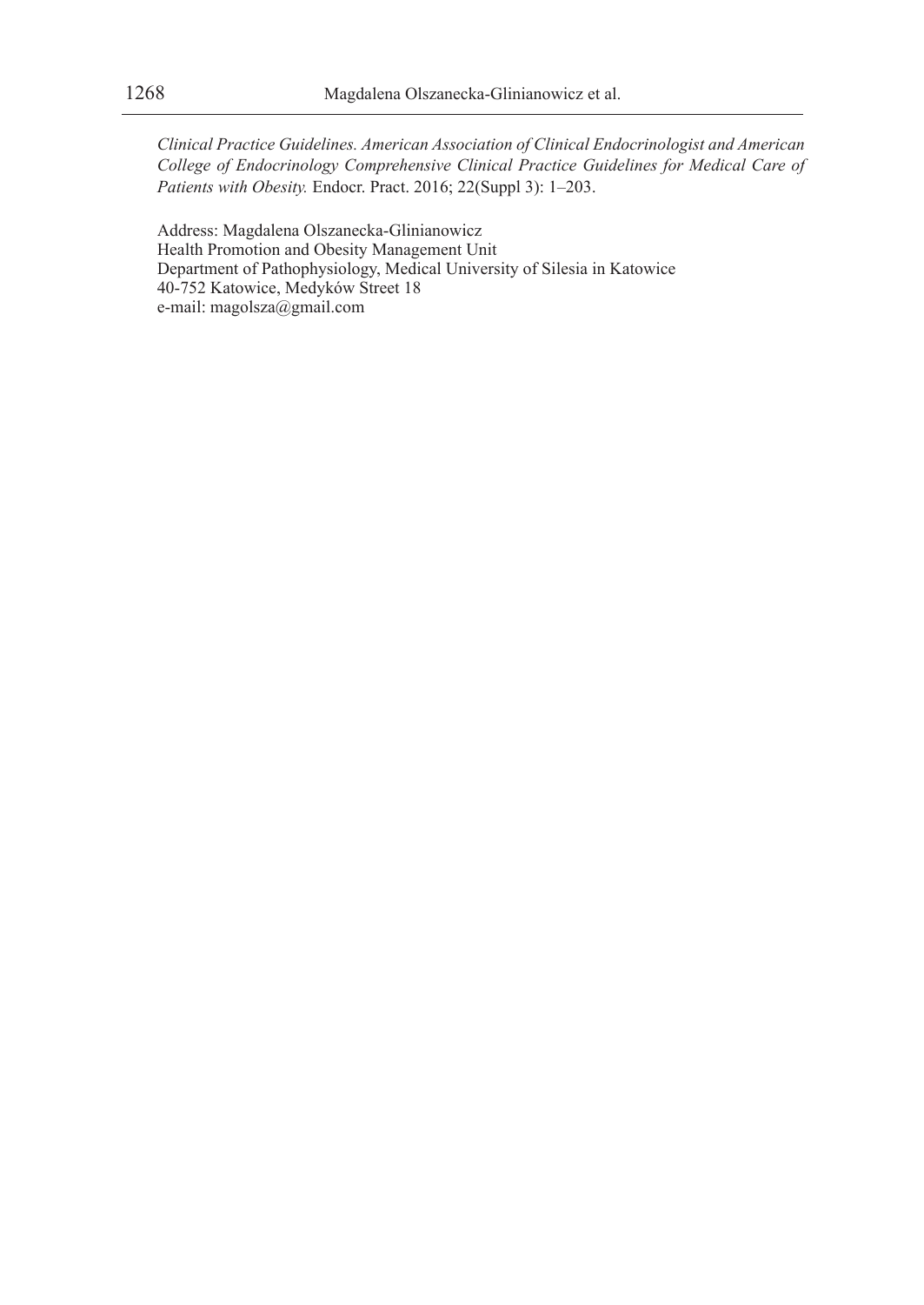*Clinical Practice Guidelines. American Association of Clinical Endocrinologist and American College of Endocrinology Comprehensive Clinical Practice Guidelines for Medical Care of Patients with Obesity.* Endocr. Pract. 2016; 22(Suppl 3): 1–203.

Address: Magdalena Olszanecka-Glinianowicz
Health Promotion and Obesity Management Unit
Department of Pathophysiology, Medical University of Silesia in Katowice
40-752 Katowice, Medyków Street 18
e-mail: magolsza@gmail.com